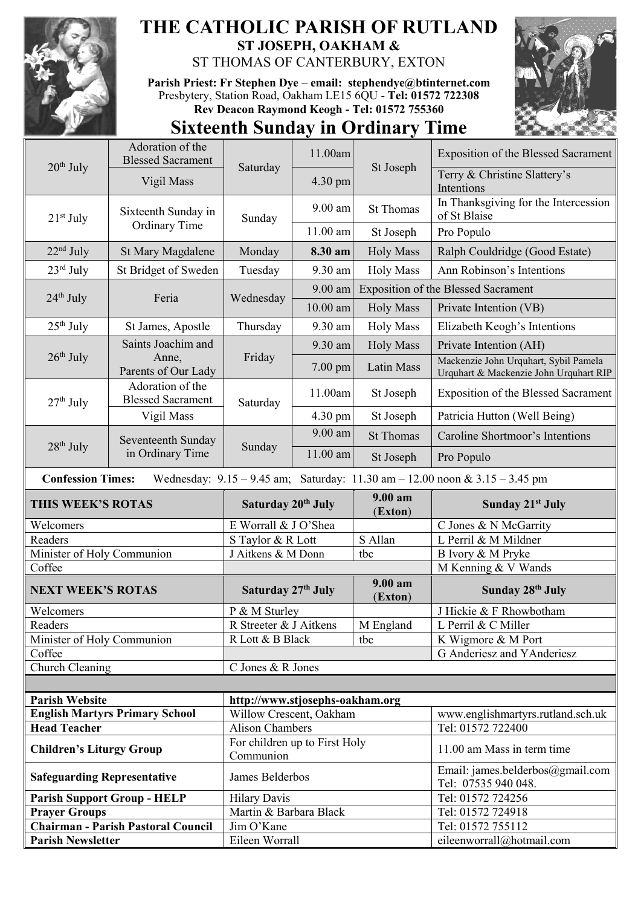# THE CATHOLIC PARISH OF RUTLAND

## ST JOSEPH, OAKHAM &

## ST THOMAS OF CANTERBURY, EXTON

**Parish Priest: Fr Stephen Dye – email: stephendye@btinternet.com**
Presbytery, Station Road, Oakham LE15 6QU - **Tel: 01572 722308**
**Rev Deacon Raymond Keogh - Tel: 01572 755360**

# Sixteenth Sunday in Ordinary Time

| Date | Occasion | Day | Time | Place | Intention |
|---|---|---|---|---|---|
| 20th July | Adoration of the Blessed Sacrament | Saturday | 11.00am | St Joseph | Exposition of the Blessed Sacrament |
| | Vigil Mass | | 4.30 pm | | Terry & Christine Slattery's Intentions |
| 21st July | Sixteenth Sunday in Ordinary Time | Sunday | 9.00 am | St Thomas | In Thanksgiving for the Intercession of St Blaise |
| | | | 11.00 am | St Joseph | Pro Populo |
| 22nd July | St Mary Magdalene | Monday | **8.30 am** | Holy Mass | Ralph Couldridge (Good Estate) |
| 23rd July | St Bridget of Sweden | Tuesday | 9.30 am | Holy Mass | Ann Robinson's Intentions |
| 24th July | Feria | Wednesday | 9.00 am | Exposition of the Blessed Sacrament | |
| | | | 10.00 am | Holy Mass | Private Intention (VB) |
| 25th July | St James, Apostle | Thursday | 9.30 am | Holy Mass | Elizabeth Keogh's Intentions |
| 26th July | Saints Joachim and Anne, Parents of Our Lady | Friday | 9.30 am | Holy Mass | Private Intention (AH) |
| | | | 7.00 pm | Latin Mass | Mackenzie John Urquhart, Sybil Pamela Urquhart & Mackenzie John Urquhart RIP |
| 27th July | Adoration of the Blessed Sacrament | Saturday | 11.00am | St Joseph | Exposition of the Blessed Sacrament |
| | Vigil Mass | | 4.30 pm | St Joseph | Patricia Hutton (Well Being) |
| 28th July | Seventeenth Sunday in Ordinary Time | Sunday | 9.00 am | St Thomas | Caroline Shortmoor's Intentions |
| | | | 11.00 am | St Joseph | Pro Populo |

**Confession Times:** Wednesday: 9.15 – 9.45 am; Saturday: 11.30 am – 12.00 noon & 3.15 – 3.45 pm

| THIS WEEK'S ROTAS | Saturday 20th July | 9.00 am (Exton) | Sunday 21st July |
|---|---|---|---|
| Welcomers | E Worrall & J O'Shea | | C Jones & N McGarrity |
| Readers | S Taylor & R Lott | S Allan | L Perril & M Mildner |
| Minister of Holy Communion | J Aitkens & M Donn | tbc | B Ivory & M Pryke |
| Coffee | | | M Kenning & V Wands |

| NEXT WEEK'S ROTAS | Saturday 27th July | 9.00 am (Exton) | Sunday 28th July |
|---|---|---|---|
| Welcomers | P & M Sturley | | J Hickie & F Rhowbotham |
| Readers | R Streeter & J Aitkens | M England | L Perril & C Miller |
| Minister of Holy Communion | R Lott & B Black | tbc | K Wigmore & M Port |
| Coffee | | | G Anderiesz and YAnderiesz |
| Church Cleaning | C Jones & R Jones | | |

| | | |
|---|---|---|
| **Parish Website** | **http://www.stjosephs-oakham.org** | |
| **English Martyrs Primary School** | Willow Crescent, Oakham | www.englishmartyrs.rutland.sch.uk |
| **Head Teacher** | Alison Chambers | Tel: 01572 722400 |
| **Children's Liturgy Group** | For children up to First Holy Communion | 11.00 am Mass in term time |
| **Safeguarding Representative** | James Belderbos | Email: james.belderbos@gmail.com Tel: 07535 940 048. |
| **Parish Support Group - HELP** | Hilary Davis | Tel: 01572 724256 |
| **Prayer Groups** | Martin & Barbara Black | Tel: 01572 724918 |
| **Chairman - Parish Pastoral Council** | Jim O'Kane | Tel: 01572 755112 |
| **Parish Newsletter** | Eileen Worrall | eileenworrall@hotmail.com |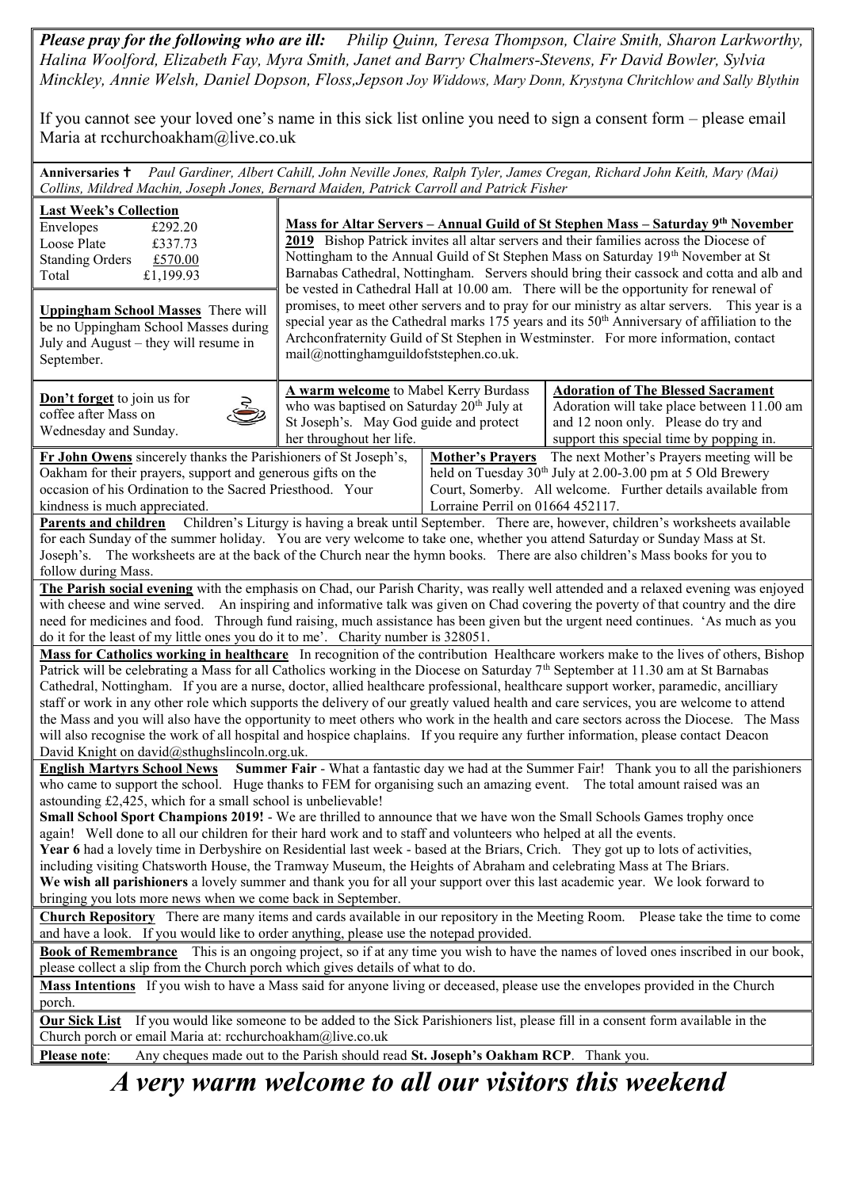***Please pray for the following who are ill:*** *Philip Quinn, Teresa Thompson, Claire Smith, Sharon Larkworthy, Halina Woolford, Elizabeth Fay, Myra Smith, Janet and Barry Chalmers-Stevens, Fr David Bowler, Sylvia Minckley, Annie Welsh, Daniel Dopson, Floss,Jepson Joy Widdows, Mary Donn, Krystyna Chritchlow and Sally Blythin*

If you cannot see your loved one's name in this sick list online you need to sign a consent form – please email Maria at rcchurchoakham@live.co.uk

**Anniversaries ✝** *Paul Gardiner, Albert Cahill, John Neville Jones, Ralph Tyler, James Cregan, Richard John Keith, Mary (Mai) Collins, Mildred Machin, Joseph Jones, Bernard Maiden, Patrick Carroll and Patrick Fisher*

**Last Week's Collection**

| | |
|---|---|
| Envelopes | £292.20 |
| Loose Plate | £337.73 |
| Standing Orders | £570.00 |
| Total | £1,199.93 |

**Uppingham School Masses** There will be no Uppingham School Masses during July and August – they will resume in September.

**Mass for Altar Servers – Annual Guild of St Stephen Mass – Saturday 9th November 2019** Bishop Patrick invites all altar servers and their families across the Diocese of Nottingham to the Annual Guild of St Stephen Mass on Saturday 19th November at St Barnabas Cathedral, Nottingham. Servers should bring their cassock and cotta and alb and be vested in Cathedral Hall at 10.00 am. There will be the opportunity for renewal of promises, to meet other servers and to pray for our ministry as altar servers. This year is a special year as the Cathedral marks 175 years and its 50th Anniversary of affiliation to the Archconfraternity Guild of St Stephen in Westminster. For more information, contact mail@nottinghamguildofststephen.co.uk.

**Don't forget** to join us for coffee after Mass on Wednesday and Sunday.

**A warm welcome** to Mabel Kerry Burdass who was baptised on Saturday 20th July at St Joseph's. May God guide and protect her throughout her life.

**Adoration of The Blessed Sacrament** Adoration will take place between 11.00 am and 12 noon only. Please do try and support this special time by popping in.

**Fr John Owens** sincerely thanks the Parishioners of St Joseph's, Oakham for their prayers, support and generous gifts on the occasion of his Ordination to the Sacred Priesthood. Your kindness is much appreciated.

**Mother's Prayers** The next Mother's Prayers meeting will be held on Tuesday 30th July at 2.00-3.00 pm at 5 Old Brewery Court, Somerby. All welcome. Further details available from Lorraine Perril on 01664 452117.

**Parents and children** Children's Liturgy is having a break until September. There are, however, children's worksheets available for each Sunday of the summer holiday. You are very welcome to take one, whether you attend Saturday or Sunday Mass at St. Joseph's. The worksheets are at the back of the Church near the hymn books. There are also children's Mass books for you to follow during Mass.

**The Parish social evening** with the emphasis on Chad, our Parish Charity, was really well attended and a relaxed evening was enjoyed with cheese and wine served. An inspiring and informative talk was given on Chad covering the poverty of that country and the dire need for medicines and food. Through fund raising, much assistance has been given but the urgent need continues. 'As much as you do it for the least of my little ones you do it to me'. Charity number is 328051.

**Mass for Catholics working in healthcare** In recognition of the contribution Healthcare workers make to the lives of others, Bishop Patrick will be celebrating a Mass for all Catholics working in the Diocese on Saturday 7th September at 11.30 am at St Barnabas Cathedral, Nottingham. If you are a nurse, doctor, allied healthcare professional, healthcare support worker, paramedic, ancilliary staff or work in any other role which supports the delivery of our greatly valued health and care services, you are welcome to attend the Mass and you will also have the opportunity to meet others who work in the health and care sectors across the Diocese. The Mass will also recognise the work of all hospital and hospice chaplains. If you require any further information, please contact Deacon David Knight on david@sthughslincoln.org.uk.

**English Martyrs School News** **Summer Fair** - What a fantastic day we had at the Summer Fair! Thank you to all the parishioners who came to support the school. Huge thanks to FEM for organising such an amazing event. The total amount raised was an astounding £2,425, which for a small school is unbelievable!

**Small School Sport Champions 2019!** - We are thrilled to announce that we have won the Small Schools Games trophy once again! Well done to all our children for their hard work and to staff and volunteers who helped at all the events.

**Year 6** had a lovely time in Derbyshire on Residential last week - based at the Briars, Crich. They got up to lots of activities, including visiting Chatsworth House, the Tramway Museum, the Heights of Abraham and celebrating Mass at The Briars.

**We wish all parishioners** a lovely summer and thank you for all your support over this last academic year. We look forward to bringing you lots more news when we come back in September.

**Church Repository** There are many items and cards available in our repository in the Meeting Room. Please take the time to come and have a look. If you would like to order anything, please use the notepad provided.

**Book of Remembrance** This is an ongoing project, so if at any time you wish to have the names of loved ones inscribed in our book, please collect a slip from the Church porch which gives details of what to do.

**Mass Intentions** If you wish to have a Mass said for anyone living or deceased, please use the envelopes provided in the Church porch.

**Our Sick List** If you would like someone to be added to the Sick Parishioners list, please fill in a consent form available in the Church porch or email Maria at: rcchurchoakham@live.co.uk

**Please note**: Any cheques made out to the Parish should read **St. Joseph's Oakham RCP**. Thank you.

## *A very warm welcome to all our visitors this weekend*